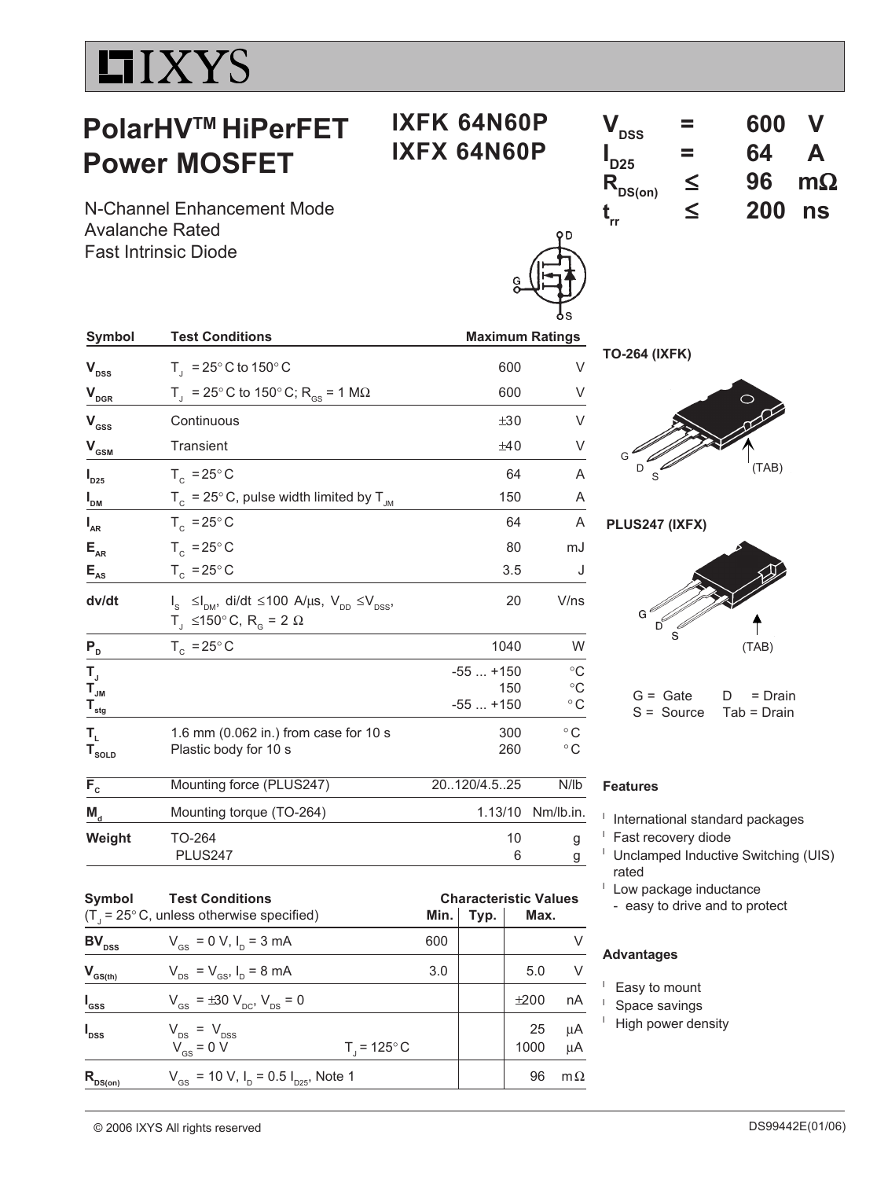# IXYS

## PolarHV™ HiPerFET Power MOSFET

**IXFK 64N60P**
**IXFX 64N60P**

| | | | |
|---|---|---|---|
| $V_{DSS}$ | = | 600 | V |
| $I_{D25}$ | = | 64 | A |
| $R_{DS(on)}$ | ≤ | 96 | mΩ |
| $t_{rr}$ | ≤ | 200 | ns |

N-Channel Enhancement Mode
Avalanche Rated
Fast Intrinsic Diode

| Symbol | Test Conditions | Maximum Ratings | |
|---|---|---|---|
| $V_{DSS}$ | $T_J$ = 25° C to 150° C | 600 | V |
| $V_{DGR}$ | $T_J$ = 25° C to 150° C; $R_{GS}$ = 1 MΩ | 600 | V |
| $V_{GSS}$ | Continuous | ±30 | V |
| $V_{GSM}$ | Transient | ±40 | V |
| $I_{D25}$ | $T_C$ = 25° C | 64 | A |
| $I_{DM}$ | $T_C$ = 25° C, pulse width limited by $T_{JM}$ | 150 | A |
| $I_{AR}$ | $T_C$ = 25° C | 64 | A |
| $E_{AR}$ | $T_C$ = 25° C | 80 | mJ |
| $E_{AS}$ | $T_C$ = 25° C | 3.5 | J |
| dv/dt | $I_S$ ≤ $I_{DM}$, di/dt ≤ 100 A/µs, $V_{DD}$ ≤ $V_{DSS}$, $T_J$ ≤ 150° C, $R_G$ = 2 Ω | 20 | V/ns |
| $P_D$ | $T_C$ = 25° C | 1040 | W |
| $T_J$ | | -55 ... +150 | °C |
| $T_{JM}$ | | 150 | °C |
| $T_{stg}$ | | -55 ... +150 | °C |
| $T_L$ | 1.6 mm (0.062 in.) from case for 10 s | 300 | °C |
| $T_{SOLD}$ | Plastic body for 10 s | 260 | °C |
| $F_C$ | Mounting force (PLUS247) | 20..120/4.5..25 | N/lb |
| $M_d$ | Mounting torque (TO-264) | 1.13/10 | Nm/lb.in. |
| Weight | TO-264 | 10 | g |
| | PLUS247 | 6 | g |

**TO-264 (IXFK)**

G D S (TAB)

**PLUS247 (IXFX)**

G D S (TAB)

G = Gate D = Drain
S = Source Tab = Drain

| Symbol | Test Conditions ($T_J$ = 25° C, unless otherwise specified) | | Min. | Typ. | Max. | |
|---|---|---|---|---|---|---|
| $BV_{DSS}$ | $V_{GS}$ = 0 V, $I_D$ = 3 mA | | 600 | | | V |
| $V_{GS(th)}$ | $V_{DS}$ = $V_{GS}$, $I_D$ = 8 mA | | 3.0 | | 5.0 | V |
| $I_{GSS}$ | $V_{GS}$ = ±30 $V_{DC}$, $V_{DS}$ = 0 | | | | ±200 | nA |
| $I_{DSS}$ | $V_{DS}$ = $V_{DSS}$ | | | | 25 | µA |
| | $V_{GS}$ = 0 V | $T_J$ = 125° C | | | 1000 | µA |
| $R_{DS(on)}$ | $V_{GS}$ = 10 V, $I_D$ = 0.5 $I_{D25}$, Note 1 | | | | 96 | mΩ |

### Features

- International standard packages
- Fast recovery diode
- Unclamped Inductive Switching (UIS) rated
- Low package inductance
  - easy to drive and to protect

### Advantages

- Easy to mount
- Space savings
- High power density

© 2006 IXYS All rights reserved

DS99442E(01/06)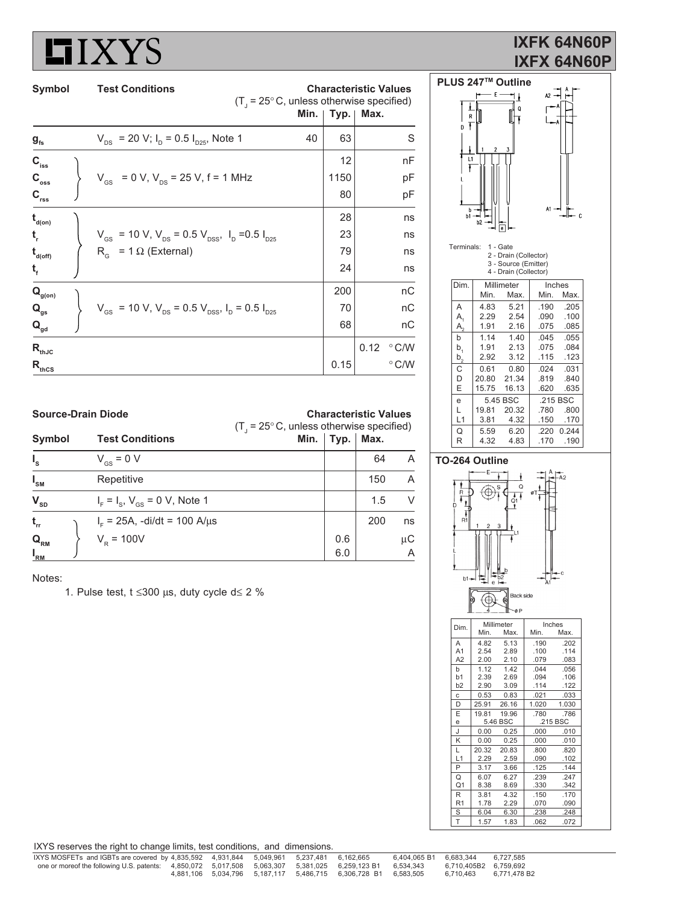# IXYS

## IXFK 64N60P
## IXFX 64N60P

| Symbol | Test Conditions | Min. | Typ. | Max. | Unit |
|---|---|---|---|---|---|
| | ($T_J$ = 25° C, unless otherwise specified) | | | | |
| $g_{fs}$ | $V_{DS}$ = 20 V; $I_D$ = 0.5 $I_{D25}$, Note 1 | 40 | 63 | | S |
| $C_{iss}$ | $V_{GS}$ = 0 V, $V_{DS}$ = 25 V, f = 1 MHz | | 12 | | nF |
| $C_{oss}$ | | | 1150 | | pF |
| $C_{rss}$ | | | 80 | | pF |
| $t_{d(on)}$ | $V_{GS}$ = 10 V, $V_{DS}$ = 0.5 $V_{DSS}$, $I_D$ =0.5 $I_{D25}$ | | 28 | | ns |
| $t_r$ | $R_G$ = 1 Ω (External) | | 23 | | ns |
| $t_{d(off)}$ | | | 79 | | ns |
| $t_f$ | | | 24 | | ns |
| $Q_{g(on)}$ | $V_{GS}$ = 10 V, $V_{DS}$ = 0.5 $V_{DSS}$, $I_D$ = 0.5 $I_{D25}$ | | 200 | | nC |
| $Q_{gs}$ | | | 70 | | nC |
| $Q_{gd}$ | | | 68 | | nC |
| $R_{thJC}$ | | | | 0.12 | °C/W |
| $R_{thCS}$ | | | 0.15 | | °C/W |

### Source-Drain Diode

| Symbol | Test Conditions | Min. | Typ. | Max. | Unit |
|---|---|---|---|---|---|
| | ($T_J$ = 25° C, unless otherwise specified) | | | | |
| $I_S$ | $V_{GS}$ = 0 V | | | 64 | A |
| $I_{SM}$ | Repetitive | | | 150 | A |
| $V_{SD}$ | $I_F$ = $I_S$, $V_{GS}$ = 0 V, Note 1 | | | 1.5 | V |
| $t_{rr}$ | $I_F$ = 25A, -di/dt = 100 A/μs | | | 200 | ns |
| $Q_{RM}$ | $V_R$ = 100V | | 0.6 | | μC |
| $I_{RM}$ | | | 6.0 | | A |

Notes:

1. Pulse test, t ≤300 μs, duty cycle d≤ 2 %

### PLUS 247™ Outline

Terminals: 1 - Gate
2 - Drain (Collector)
3 - Source (Emitter)
4 - Drain (Collector)

| Dim. | Millimeter Min. | Millimeter Max. | Inches Min. | Inches Max. |
|---|---|---|---|---|
| A | 4.83 | 5.21 | .190 | .205 |
| $A_1$ | 2.29 | 2.54 | .090 | .100 |
| $A_2$ | 1.91 | 2.16 | .075 | .085 |
| b | 1.14 | 1.40 | .045 | .055 |
| $b_1$ | 1.91 | 2.13 | .075 | .084 |
| $b_2$ | 2.92 | 3.12 | .115 | .123 |
| C | 0.61 | 0.80 | .024 | .031 |
| D | 20.80 | 21.34 | .819 | .840 |
| E | 15.75 | 16.13 | .620 | .635 |
| e | 5.45 BSC | | .215 BSC | |
| L | 19.81 | 20.32 | .780 | .800 |
| L1 | 3.81 | 4.32 | .150 | .170 |
| Q | 5.59 | 6.20 | .220 | 0.244 |
| R | 4.32 | 4.83 | .170 | .190 |

### TO-264 Outline

| Dim. | Millimeter Min. | Millimeter Max. | Inches Min. | Inches Max. |
|---|---|---|---|---|
| A | 4.82 | 5.13 | .190 | .202 |
| A1 | 2.54 | 2.89 | .100 | .114 |
| A2 | 2.00 | 2.10 | .079 | .083 |
| b | 1.12 | 1.42 | .044 | .056 |
| b1 | 2.39 | 2.69 | .094 | .106 |
| b2 | 2.90 | 3.09 | .114 | .122 |
| c | 0.53 | 0.83 | .021 | .033 |
| D | 25.91 | 26.16 | 1.020 | 1.030 |
| E | 19.81 | 19.96 | .780 | .786 |
| e | 5.46 BSC | | .215 BSC | |
| J | 0.00 | 0.25 | .000 | .010 |
| K | 0.00 | 0.25 | .000 | .010 |
| L | 20.32 | 20.83 | .800 | .820 |
| L1 | 2.29 | 2.59 | .090 | .102 |
| P | 3.17 | 3.66 | .125 | .144 |
| Q | 6.07 | 6.27 | .239 | .247 |
| Q1 | 8.38 | 8.69 | .330 | .342 |
| R | 3.81 | 4.32 | .150 | .170 |
| R1 | 1.78 | 2.29 | .070 | .090 |
| S | 6.04 | 6.30 | .238 | .248 |
| T | 1.57 | 1.83 | .062 | .072 |

IXYS reserves the right to change limits, test conditions, and dimensions.

IXYS MOSFETs and IGBTs are covered by one or moreof the following U.S. patents: 4,835,592 4,931,844 5,049,961 5,237,481 6,162,665 6,404,065 B1 6,683,344 6,727,585 4,850,072 5,017,508 5,063,307 5,381,025 6,259,123 B1 6,534,343 6,710,405B2 6,759,692 4,881,106 5,034,796 5,187,117 5,486,715 6,306,728 B1 6,583,505 6,710,463 6,771,478 B2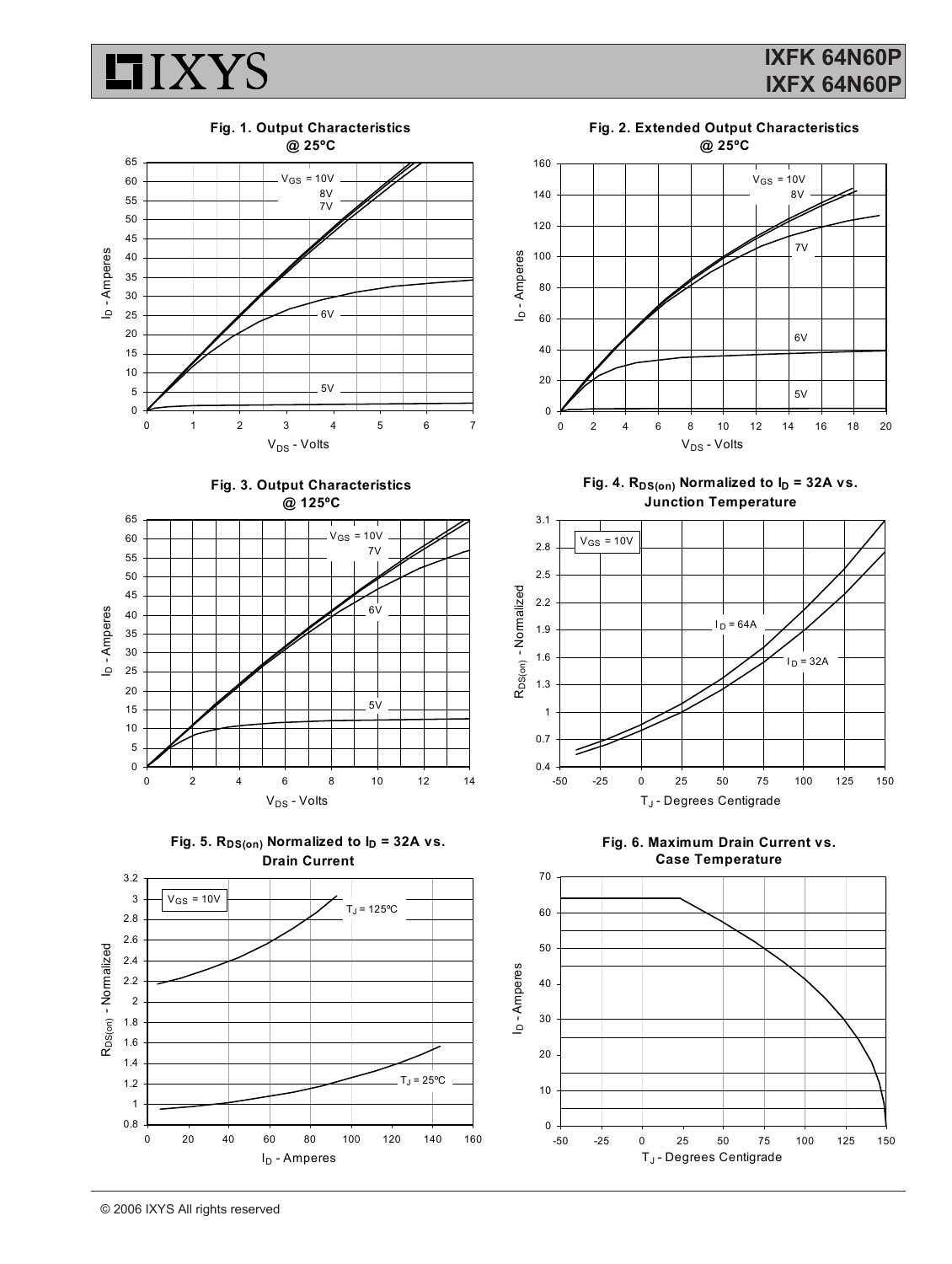**Fig. 1. Output Characteristics @ 25ºC**

$V_{GS}$ = 10V, 8V, 7V, 6V, 5V

$I_D$ - Amperes vs. $V_{DS}$ - Volts

**Fig. 2. Extended Output Characteristics @ 25ºC**

$V_{GS}$ = 10V, 8V, 7V, 6V, 5V

$I_D$ - Amperes vs. $V_{DS}$ - Volts

**Fig. 3. Output Characteristics @ 125ºC**

$V_{GS}$ = 10V, 7V, 6V, 5V

$I_D$ - Amperes vs. $V_{DS}$ - Volts

**Fig. 4. $R_{DS(on)}$ Normalized to $I_D$ = 32A vs. Junction Temperature**

$V_{GS}$ = 10V; $I_D$ = 64A; $I_D$ = 32A

$R_{DS(on)}$ - Normalized vs. $T_J$ - Degrees Centigrade

**Fig. 5. $R_{DS(on)}$ Normalized to $I_D$ = 32A vs. Drain Current**

$V_{GS}$ = 10V; $T_J$ = 125ºC; $T_J$ = 25ºC

$R_{DS(on)}$ - Normalized vs. $I_D$ - Amperes

**Fig. 6. Maximum Drain Current vs. Case Temperature**

$I_D$ - Amperes vs. $T_J$ - Degrees Centigrade

© 2006 IXYS All rights reserved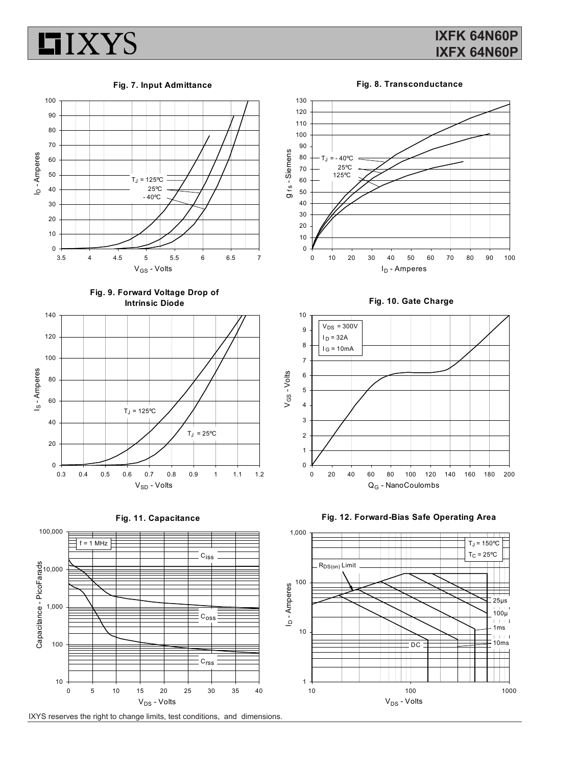Fig. 7. Input Admittance

Fig. 8. Transconductance

Fig. 9. Forward Voltage Drop of Intrinsic Diode

Fig. 10. Gate Charge

Fig. 11. Capacitance

Fig. 12. Forward-Bias Safe Operating Area

IXYS reserves the right to change limits, test conditions, and dimensions.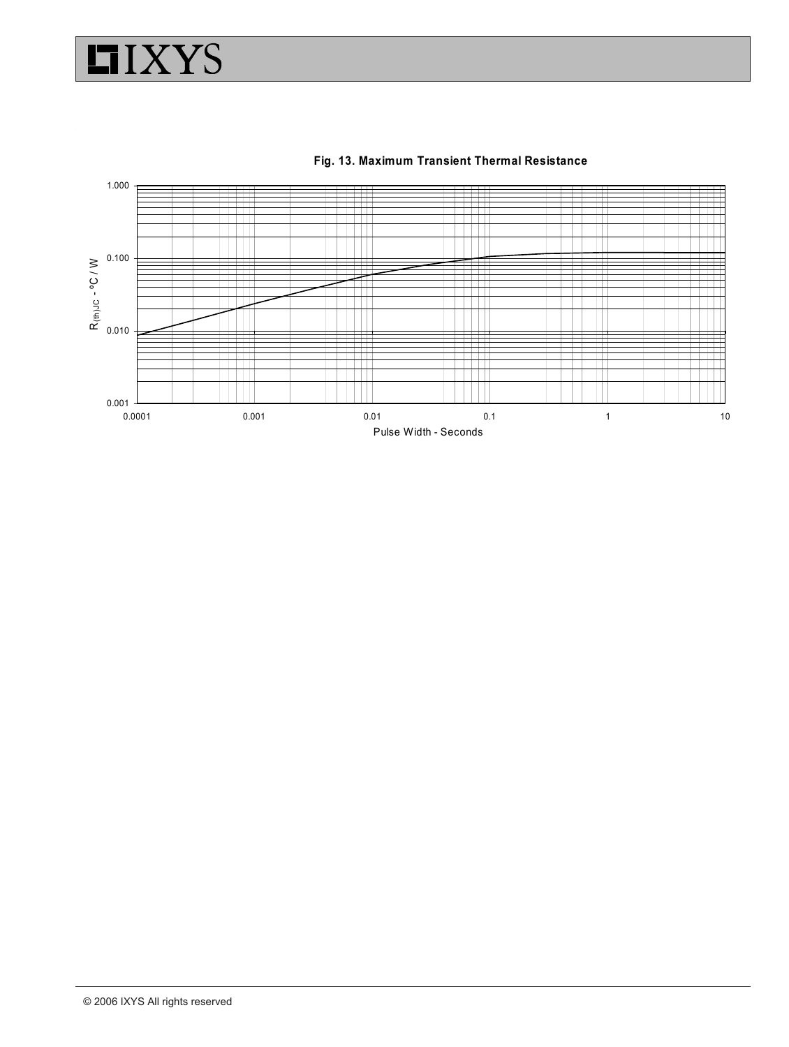**Fig. 13. Maximum Transient Thermal Resistance**

1.000

0.100

0.010

0.001

$R_{(th)JC}$ - ºC / W

0.0001

0.001

0.01

0.1

1

10

Pulse Width - Seconds

© 2006 IXYS All rights reserved